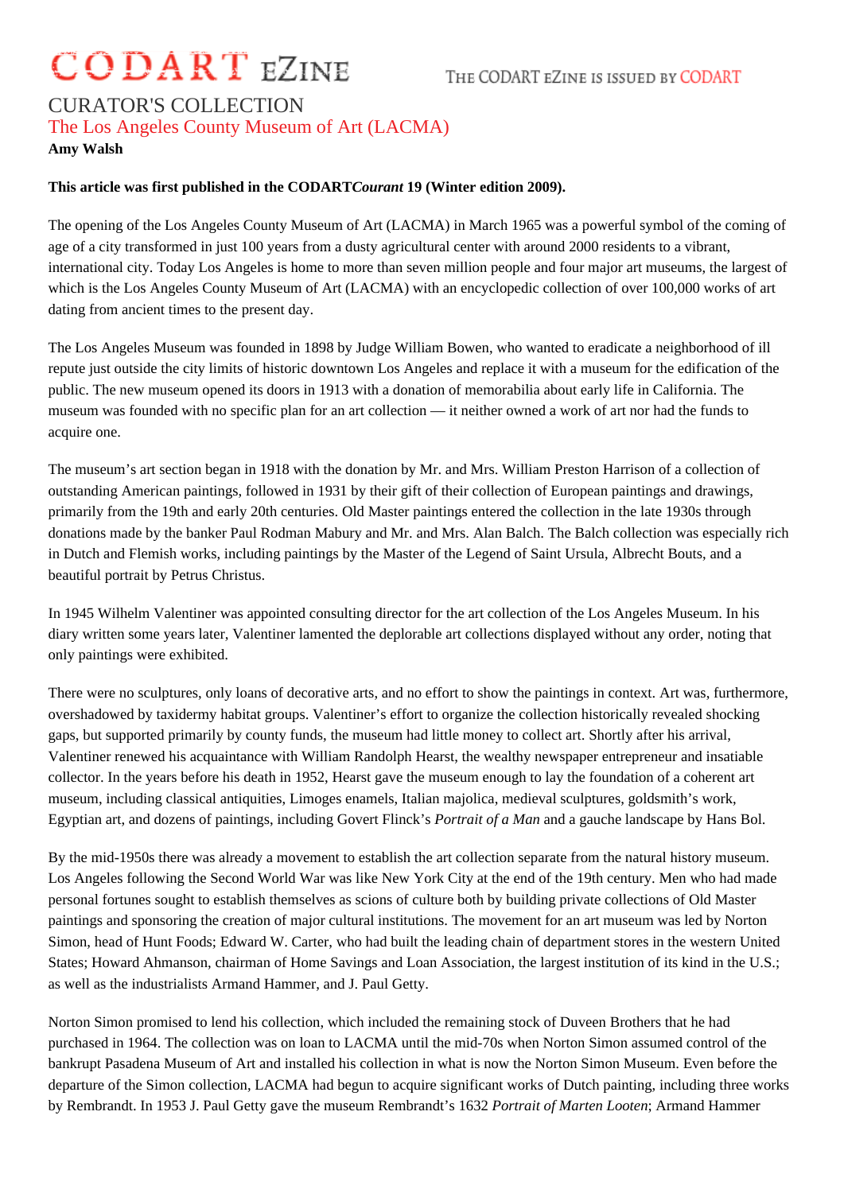# CURATOR'S COLLECTION

## The Los Angeles County Museum of Art (LACMA)

**Amy Walsh**

**This article was first published in the CODART*Courant* 19 (Winter edition 2009).**

The opening of the Los Angeles County Museum of Art (LACMA) in March 1965 was a powerful symbol of the coming of age of a city transformed in just 100 years from a dusty agricultural center with around 2000 residents to a vibrant, international city. Today Los Angeles is home to more than seven million people and four major art museums, the largest of which is the Los Angeles County Museum of Art (LACMA) with an encyclopedic collection of over 100,000 works of art dating from ancient times to the present day.

The Los Angeles Museum was founded in 1898 by Judge William Bowen, who wanted to eradicate a neighborhood of ill repute just outside the city limits of historic downtown Los Angeles and replace it with a museum for the edification of the public. The new museum opened its doors in 1913 with a donation of memorabilia about early life in California. The museum was founded with no specific plan for an art collection — it neither owned a work of art nor had the funds to acquire one.

The museum's art section began in 1918 with the donation by Mr. and Mrs. William Preston Harrison of a collection of outstanding American paintings, followed in 1931 by their gift of their collection of European paintings and drawings, primarily from the 19th and early 20th centuries. Old Master paintings entered the collection in the late 1930s through donations made by the banker Paul Rodman Mabury and Mr. and Mrs. Alan Balch. The Balch collection was especially rich in Dutch and Flemish works, including paintings by the Master of the Legend of Saint Ursula, Albrecht Bouts, and a beautiful portrait by Petrus Christus.

In 1945 Wilhelm Valentiner was appointed consulting director for the art collection of the Los Angeles Museum. In his diary written some years later, Valentiner lamented the deplorable art collections displayed without any order, noting that only paintings were exhibited.

There were no sculptures, only loans of decorative arts, and no effort to show the paintings in context. Art was, furthermore, overshadowed by taxidermy habitat groups. Valentiner's effort to organize the collection historically revealed shocking gaps, but supported primarily by county funds, the museum had little money to collect art. Shortly after his arrival, Valentiner renewed his acquaintance with William Randolph Hearst, the wealthy newspaper entrepreneur and insatiable collector. In the years before his death in 1952, Hearst gave the museum enough to lay the foundation of a coherent art museum, including classical antiquities, Limoges enamels, Italian majolica, medieval sculptures, goldsmith's work, Egyptian art, and dozens of paintings, including Govert Flinck's *Portrait of a Man* and a gauche landscape by Hans Bol.

By the mid-1950s there was already a movement to establish the art collection separate from the natural history museum. Los Angeles following the Second World War was like New York City at the end of the 19th century. Men who had made personal fortunes sought to establish themselves as scions of culture both by building private collections of Old Master paintings and sponsoring the creation of major cultural institutions. The movement for an art museum was led by Norton Simon, head of Hunt Foods; Edward W. Carter, who had built the leading chain of department stores in the western United States; Howard Ahmanson, chairman of Home Savings and Loan Association, the largest institution of its kind in the U.S.; as well as the industrialists Armand Hammer, and J. Paul Getty.

Norton Simon promised to lend his collection, which included the remaining stock of Duveen Brothers that he had purchased in 1964. The collection was on loan to LACMA until the mid-70s when Norton Simon assumed control of the bankrupt Pasadena Museum of Art and installed his collection in what is now the Norton Simon Museum. Even before the departure of the Simon collection, LACMA had begun to acquire significant works of Dutch painting, including three works by Rembrandt. In 1953 J. Paul Getty gave the museum Rembrandt's 1632 *Portrait of Marten Looten*; Armand Hammer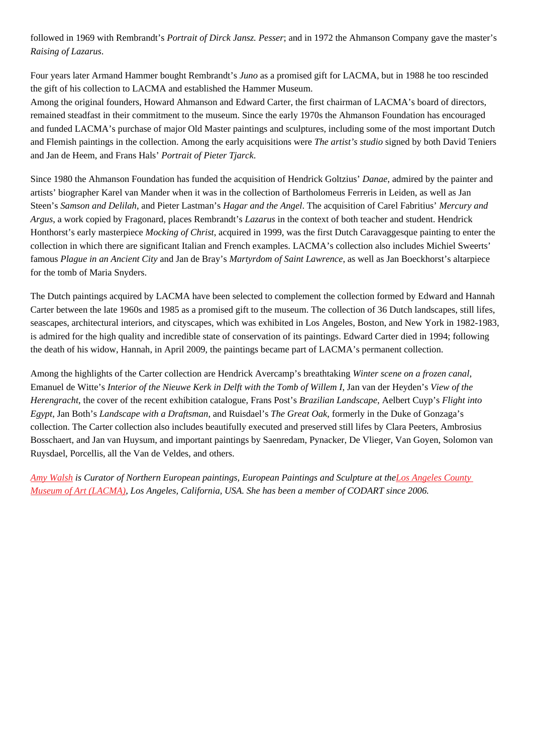followed in 1969 with Rembrandt's *Portrait of Dirck Jansz. Pesser*; and in 1972 the Ahmanson Company gave the master's *Raising of Lazarus*.

Four years later Armand Hammer bought Rembrandt's *Juno* as a promised gift for LACMA, but in 1988 he too rescinded the gift of his collection to LACMA and established the Hammer Museum.
Among the original founders, Howard Ahmanson and Edward Carter, the first chairman of LACMA's board of directors, remained steadfast in their commitment to the museum. Since the early 1970s the Ahmanson Foundation has encouraged and funded LACMA's purchase of major Old Master paintings and sculptures, including some of the most important Dutch and Flemish paintings in the collection. Among the early acquisitions were *The artist's studio* signed by both David Teniers and Jan de Heem, and Frans Hals' *Portrait of Pieter Tjarck*.

Since 1980 the Ahmanson Foundation has funded the acquisition of Hendrick Goltzius' *Danae*, admired by the painter and artists' biographer Karel van Mander when it was in the collection of Bartholomeus Ferreris in Leiden, as well as Jan Steen's *Samson and Delilah*, and Pieter Lastman's *Hagar and the Angel*. The acquisition of Carel Fabritius' *Mercury and Argus*, a work copied by Fragonard, places Rembrandt's *Lazarus* in the context of both teacher and student. Hendrick Honthorst's early masterpiece *Mocking of Christ*, acquired in 1999, was the first Dutch Caravaggesque painting to enter the collection in which there are significant Italian and French examples. LACMA's collection also includes Michiel Sweerts' famous *Plague in an Ancient City* and Jan de Bray's *Martyrdom of Saint Lawrence*, as well as Jan Boeckhorst's altarpiece for the tomb of Maria Snyders.

The Dutch paintings acquired by LACMA have been selected to complement the collection formed by Edward and Hannah Carter between the late 1960s and 1985 as a promised gift to the museum. The collection of 36 Dutch landscapes, still lifes, seascapes, architectural interiors, and cityscapes, which was exhibited in Los Angeles, Boston, and New York in 1982-1983, is admired for the high quality and incredible state of conservation of its paintings. Edward Carter died in 1994; following the death of his widow, Hannah, in April 2009, the paintings became part of LACMA's permanent collection.

Among the highlights of the Carter collection are Hendrick Avercamp's breathtaking *Winter scene on a frozen canal*, Emanuel de Witte's *Interior of the Nieuwe Kerk in Delft with the Tomb of Willem I*, Jan van der Heyden's *View of the Herengracht*, the cover of the recent exhibition catalogue, Frans Post's *Brazilian Landscape*, Aelbert Cuyp's *Flight into Egypt*, Jan Both's *Landscape with a Draftsman*, and Ruisdael's *The Great Oak*, formerly in the Duke of Gonzaga's collection. The Carter collection also includes beautifully executed and preserved still lifes by Clara Peeters, Ambrosius Bosschaert, and Jan van Huysum, and important paintings by Saenredam, Pynacker, De Vlieger, Van Goyen, Solomon van Ruysdael, Porcellis, all the Van de Veldes, and others.

*Amy Walsh is Curator of Northern European paintings, European Paintings and Sculpture at the Los Angeles County Museum of Art (LACMA), Los Angeles, California, USA. She has been a member of CODART since 2006.*